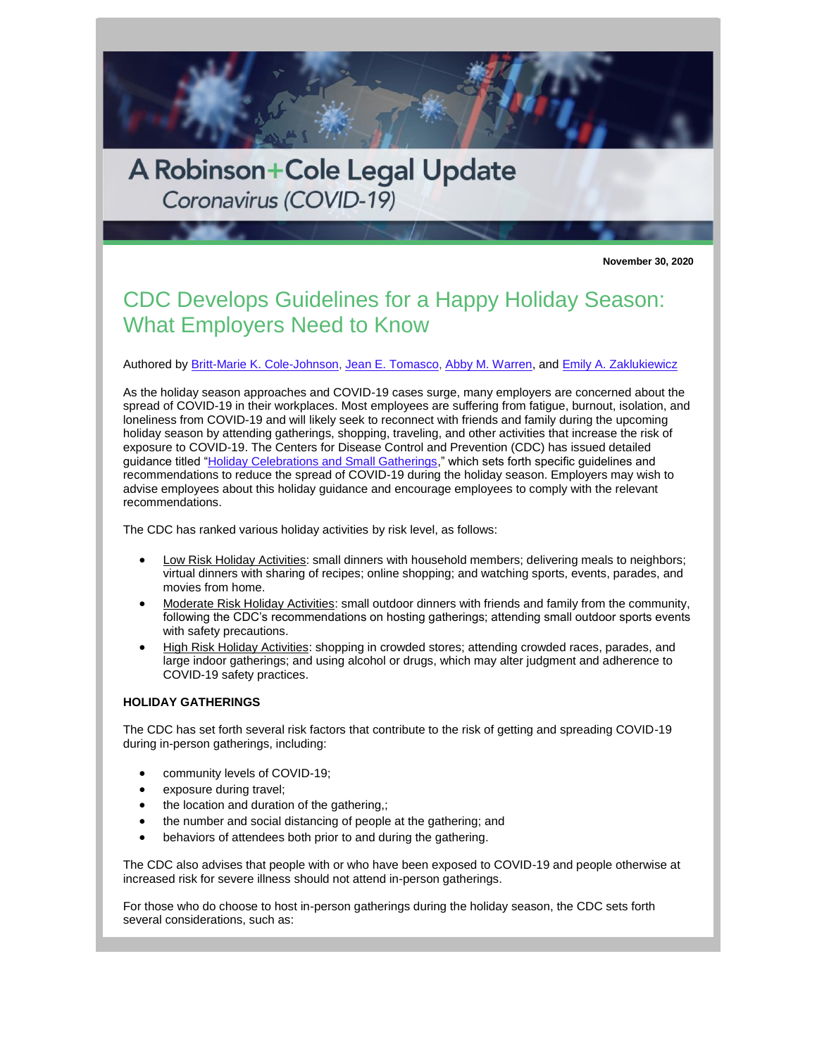A Robinson+Cole Legal Update

*Coronavirus (COVID-19)*

**November 30, 2020**

# CDC Develops Guidelines for a Happy Holiday Season: What Employers Need to Know

Authored by Britt-Marie K. Cole-Johnson, Jean E. Tomasco, Abby M. Warren, and Emily A. Zaklukiewicz

As the holiday season approaches and COVID-19 cases surge, many employers are concerned about the spread of COVID-19 in their workplaces. Most employees are suffering from fatigue, burnout, isolation, and loneliness from COVID-19 and will likely seek to reconnect with friends and family during the upcoming holiday season by attending gatherings, shopping, traveling, and other activities that increase the risk of exposure to COVID-19. The Centers for Disease Control and Prevention (CDC) has issued detailed guidance titled "Holiday Celebrations and Small Gatherings," which sets forth specific guidelines and recommendations to reduce the spread of COVID-19 during the holiday season. Employers may wish to advise employees about this holiday guidance and encourage employees to comply with the relevant recommendations.

The CDC has ranked various holiday activities by risk level, as follows:

- Low Risk Holiday Activities: small dinners with household members; delivering meals to neighbors; virtual dinners with sharing of recipes; online shopping; and watching sports, events, parades, and movies from home.
- Moderate Risk Holiday Activities: small outdoor dinners with friends and family from the community, following the CDC's recommendations on hosting gatherings; attending small outdoor sports events with safety precautions.
- High Risk Holiday Activities: shopping in crowded stores; attending crowded races, parades, and large indoor gatherings; and using alcohol or drugs, which may alter judgment and adherence to COVID-19 safety practices.

**HOLIDAY GATHERINGS**

The CDC has set forth several risk factors that contribute to the risk of getting and spreading COVID-19 during in-person gatherings, including:

- community levels of COVID-19;
- exposure during travel;
- the location and duration of the gathering,;
- the number and social distancing of people at the gathering; and
- behaviors of attendees both prior to and during the gathering.

The CDC also advises that people with or who have been exposed to COVID-19 and people otherwise at increased risk for severe illness should not attend in-person gatherings.

For those who do choose to host in-person gatherings during the holiday season, the CDC sets forth several considerations, such as: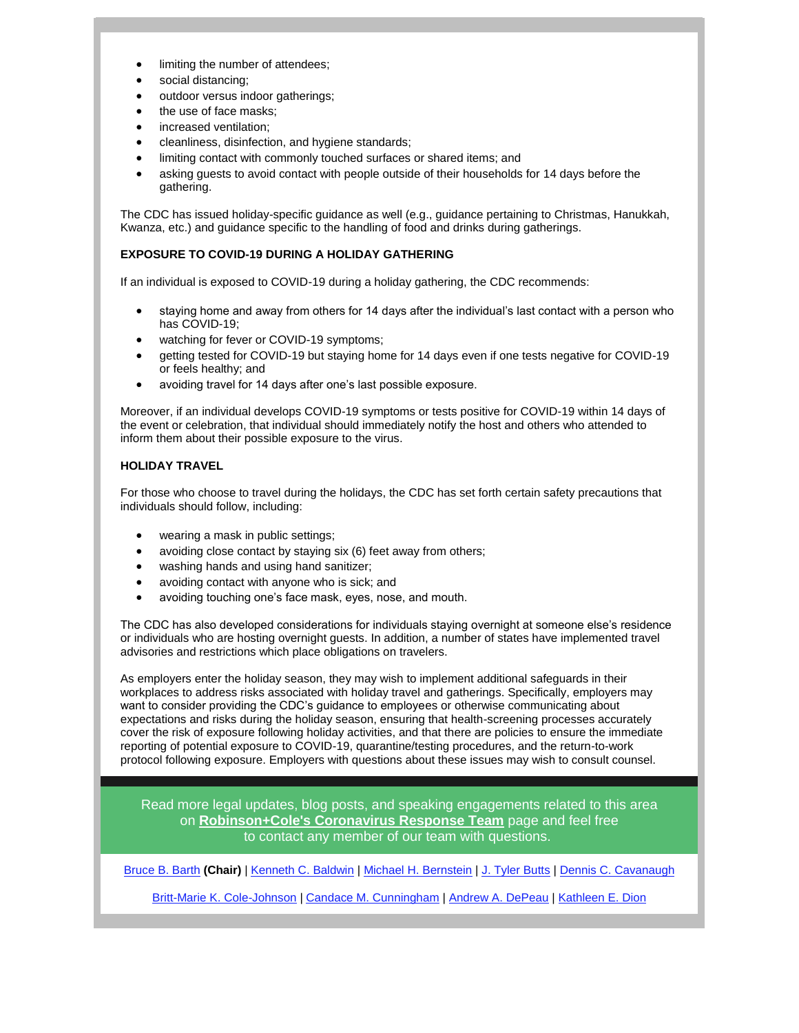- limiting the number of attendees;
- social distancing;
- outdoor versus indoor gatherings;
- the use of face masks;
- increased ventilation;
- cleanliness, disinfection, and hygiene standards;
- limiting contact with commonly touched surfaces or shared items; and
- asking guests to avoid contact with people outside of their households for 14 days before the gathering.

The CDC has issued holiday-specific guidance as well (e.g., guidance pertaining to Christmas, Hanukkah, Kwanza, etc.) and guidance specific to the handling of food and drinks during gatherings.

**EXPOSURE TO COVID-19 DURING A HOLIDAY GATHERING**

If an individual is exposed to COVID-19 during a holiday gathering, the CDC recommends:

- staying home and away from others for 14 days after the individual's last contact with a person who has COVID-19;
- watching for fever or COVID-19 symptoms;
- getting tested for COVID-19 but staying home for 14 days even if one tests negative for COVID-19 or feels healthy; and
- avoiding travel for 14 days after one's last possible exposure.

Moreover, if an individual develops COVID-19 symptoms or tests positive for COVID-19 within 14 days of the event or celebration, that individual should immediately notify the host and others who attended to inform them about their possible exposure to the virus.

**HOLIDAY TRAVEL**

For those who choose to travel during the holidays, the CDC has set forth certain safety precautions that individuals should follow, including:

- wearing a mask in public settings;
- avoiding close contact by staying six (6) feet away from others;
- washing hands and using hand sanitizer;
- avoiding contact with anyone who is sick; and
- avoiding touching one's face mask, eyes, nose, and mouth.

The CDC has also developed considerations for individuals staying overnight at someone else's residence or individuals who are hosting overnight guests. In addition, a number of states have implemented travel advisories and restrictions which place obligations on travelers.

As employers enter the holiday season, they may wish to implement additional safeguards in their workplaces to address risks associated with holiday travel and gatherings. Specifically, employers may want to consider providing the CDC's guidance to employees or otherwise communicating about expectations and risks during the holiday season, ensuring that health-screening processes accurately cover the risk of exposure following holiday activities, and that there are policies to ensure the immediate reporting of potential exposure to COVID-19, quarantine/testing procedures, and the return-to-work protocol following exposure. Employers with questions about these issues may wish to consult counsel.

Read more legal updates, blog posts, and speaking engagements related to this area on **Robinson+Cole's Coronavirus Response Team** page and feel free to contact any member of our team with questions.

Bruce B. Barth **(Chair)** | Kenneth C. Baldwin | Michael H. Bernstein | J. Tyler Butts | Dennis C. Cavanaugh

Britt-Marie K. Cole-Johnson | Candace M. Cunningham | Andrew A. DePeau | Kathleen E. Dion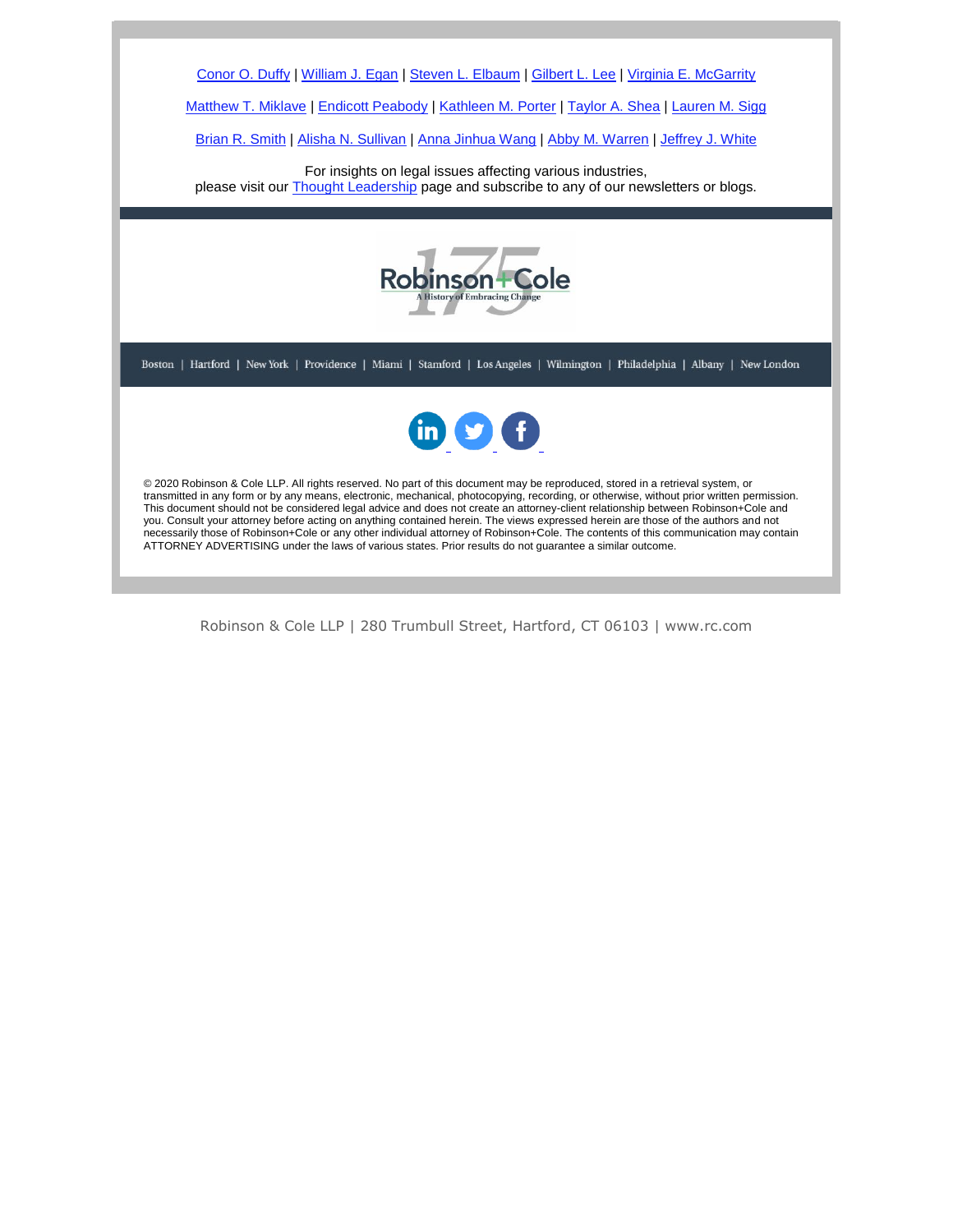Conor O. Duffy | William J. Egan | Steven L. Elbaum | Gilbert L. Lee | Virginia E. McGarrity

Matthew T. Miklave | Endicott Peabody | Kathleen M. Porter | Taylor A. Shea | Lauren M. Sigg

Brian R. Smith | Alisha N. Sullivan | Anna Jinhua Wang | Abby M. Warren | Jeffrey J. White

For insights on legal issues affecting various industries,
please visit our Thought Leadership page and subscribe to any of our newsletters or blogs.

Robinson+Cole
A History of Embracing Change

Boston | Hartford | New York | Providence | Miami | Stamford | Los Angeles | Wilmington | Philadelphia | Albany | New London

© 2020 Robinson & Cole LLP. All rights reserved. No part of this document may be reproduced, stored in a retrieval system, or transmitted in any form or by any means, electronic, mechanical, photocopying, recording, or otherwise, without prior written permission. This document should not be considered legal advice and does not create an attorney-client relationship between Robinson+Cole and you. Consult your attorney before acting on anything contained herein. The views expressed herein are those of the authors and not necessarily those of Robinson+Cole or any other individual attorney of Robinson+Cole. The contents of this communication may contain ATTORNEY ADVERTISING under the laws of various states. Prior results do not guarantee a similar outcome.

Robinson & Cole LLP | 280 Trumbull Street, Hartford, CT 06103 | www.rc.com